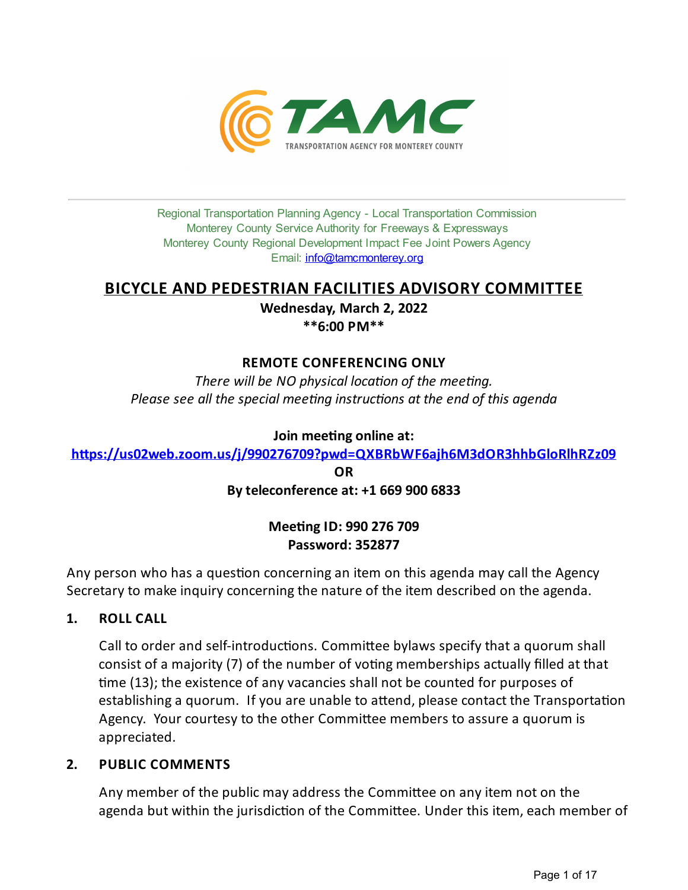TAMC
TRANSPORTATION AGENCY FOR MONTEREY COUNTY

Regional Transportation Planning Agency - Local Transportation Commission
Monterey County Service Authority for Freeways & Expressways
Monterey County Regional Development Impact Fee Joint Powers Agency
Email: info@tamcmonterey.org

# BICYCLE AND PEDESTRIAN FACILITIES ADVISORY COMMITTEE

**Wednesday, March 2, 2022**
**\*\*6:00 PM\*\***

**REMOTE CONFERENCING ONLY**

*There will be NO physical location of the meeting.*
*Please see all the special meeting instructions at the end of this agenda*

**Join meeting online at:**
**https://us02web.zoom.us/j/990276709?pwd=QXBRbWF6ajh6M3dOR3hhbGloRlhRZz09**
**OR**
**By teleconference at: +1 669 900 6833**

**Meeting ID: 990 276 709**
**Password: 352877**

Any person who has a question concerning an item on this agenda may call the Agency Secretary to make inquiry concerning the nature of the item described on the agenda.

## 1. ROLL CALL

Call to order and self-introductions. Committee bylaws specify that a quorum shall consist of a majority (7) of the number of voting memberships actually filled at that time (13); the existence of any vacancies shall not be counted for purposes of establishing a quorum. If you are unable to attend, please contact the Transportation Agency. Your courtesy to the other Committee members to assure a quorum is appreciated.

## 2. PUBLIC COMMENTS

Any member of the public may address the Committee on any item not on the agenda but within the jurisdiction of the Committee. Under this item, each member of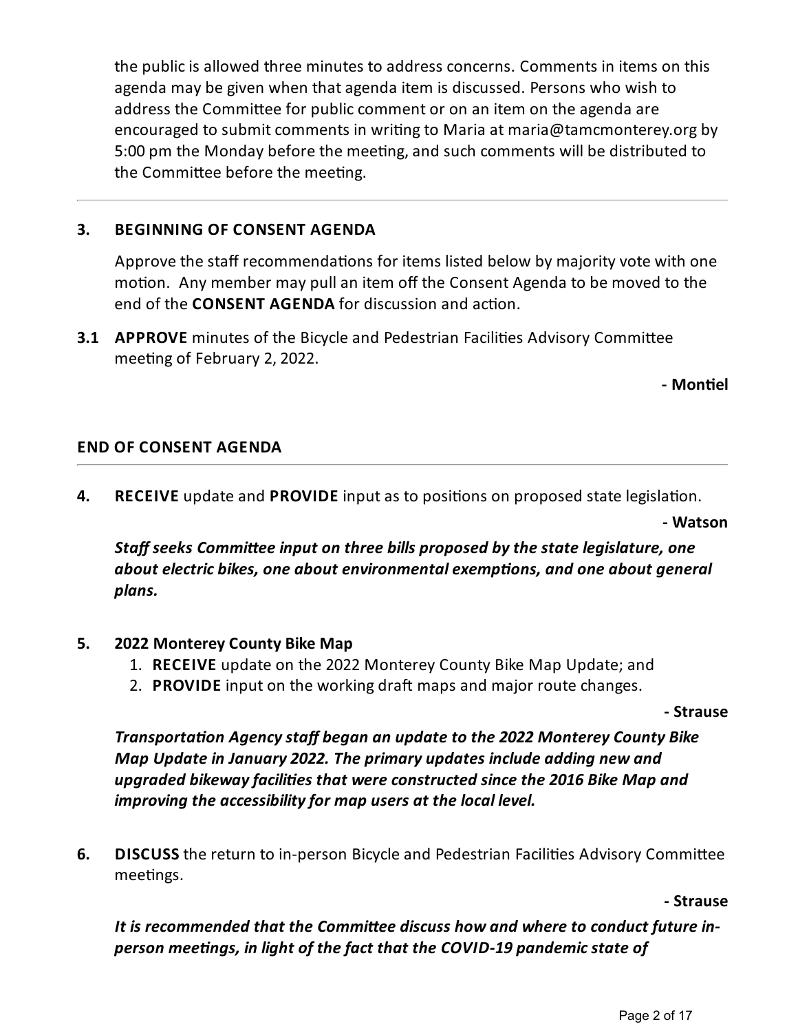the public is allowed three minutes to address concerns. Comments in items on this agenda may be given when that agenda item is discussed. Persons who wish to address the Committee for public comment or on an item on the agenda are encouraged to submit comments in writing to Maria at maria@tamcmonterey.org by 5:00 pm the Monday before the meeting, and such comments will be distributed to the Committee before the meeting.

---

**3. BEGINNING OF CONSENT AGENDA**

Approve the staff recommendations for items listed below by majority vote with one motion. Any member may pull an item off the Consent Agenda to be moved to the end of the **CONSENT AGENDA** for discussion and action.

**3.1 APPROVE** minutes of the Bicycle and Pedestrian Facilities Advisory Committee meeting of February 2, 2022.

**- Montiel**

**END OF CONSENT AGENDA**

---

**4. RECEIVE** update and **PROVIDE** input as to positions on proposed state legislation.

**- Watson**

***Staff seeks Committee input on three bills proposed by the state legislature, one about electric bikes, one about environmental exemptions, and one about general plans.***

**5. 2022 Monterey County Bike Map**

1. **RECEIVE** update on the 2022 Monterey County Bike Map Update; and
2. **PROVIDE** input on the working draft maps and major route changes.

**- Strause**

***Transportation Agency staff began an update to the 2022 Monterey County Bike Map Update in January 2022. The primary updates include adding new and upgraded bikeway facilities that were constructed since the 2016 Bike Map and improving the accessibility for map users at the local level.***

**6. DISCUSS** the return to in-person Bicycle and Pedestrian Facilities Advisory Committee meetings.

**- Strause**

***It is recommended that the Committee discuss how and where to conduct future in-person meetings, in light of the fact that the COVID-19 pandemic state of***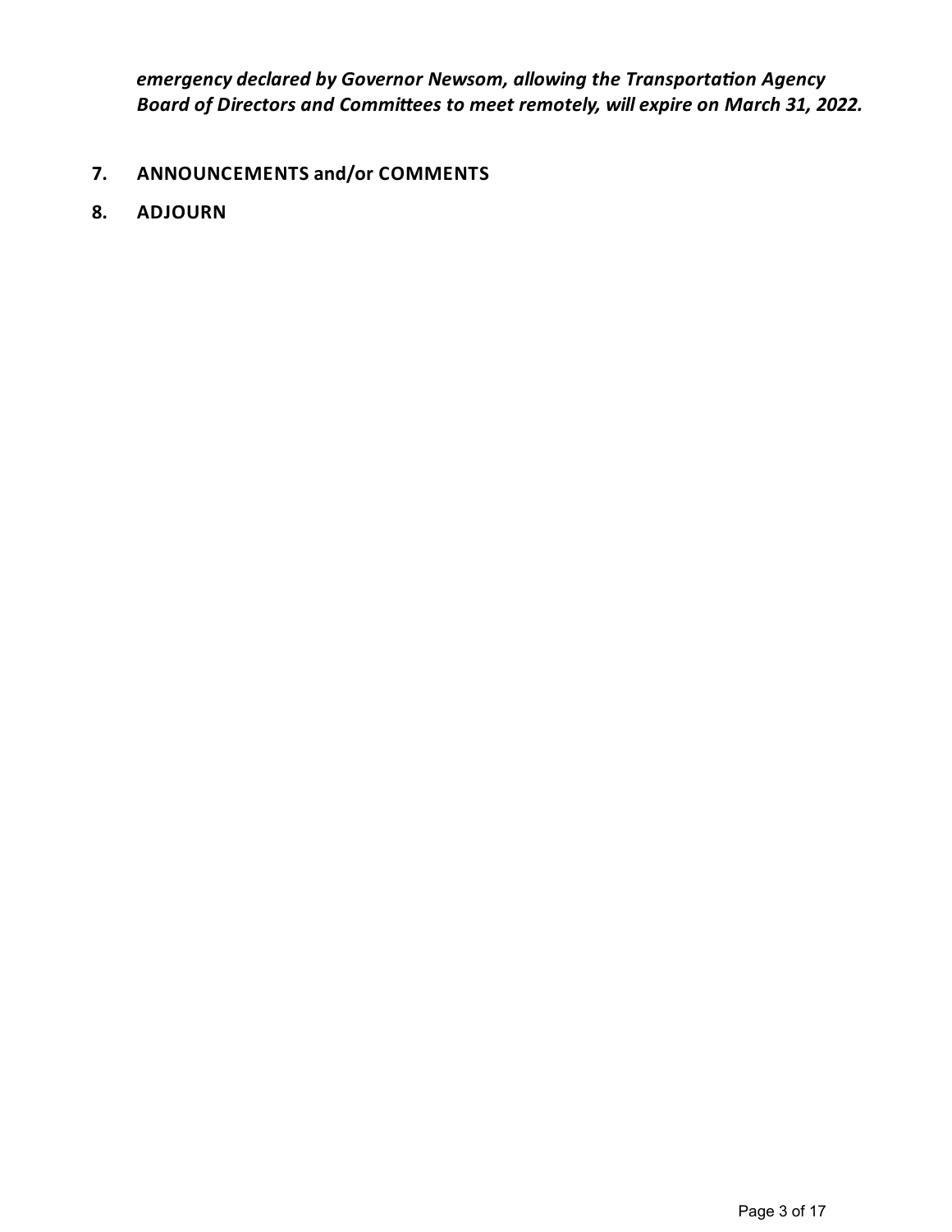***emergency declared by Governor Newsom, allowing the Transportation Agency Board of Directors and Committees to meet remotely, will expire on March 31, 2022.***

7. **ANNOUNCEMENTS and/or COMMENTS**

8. **ADJOURN**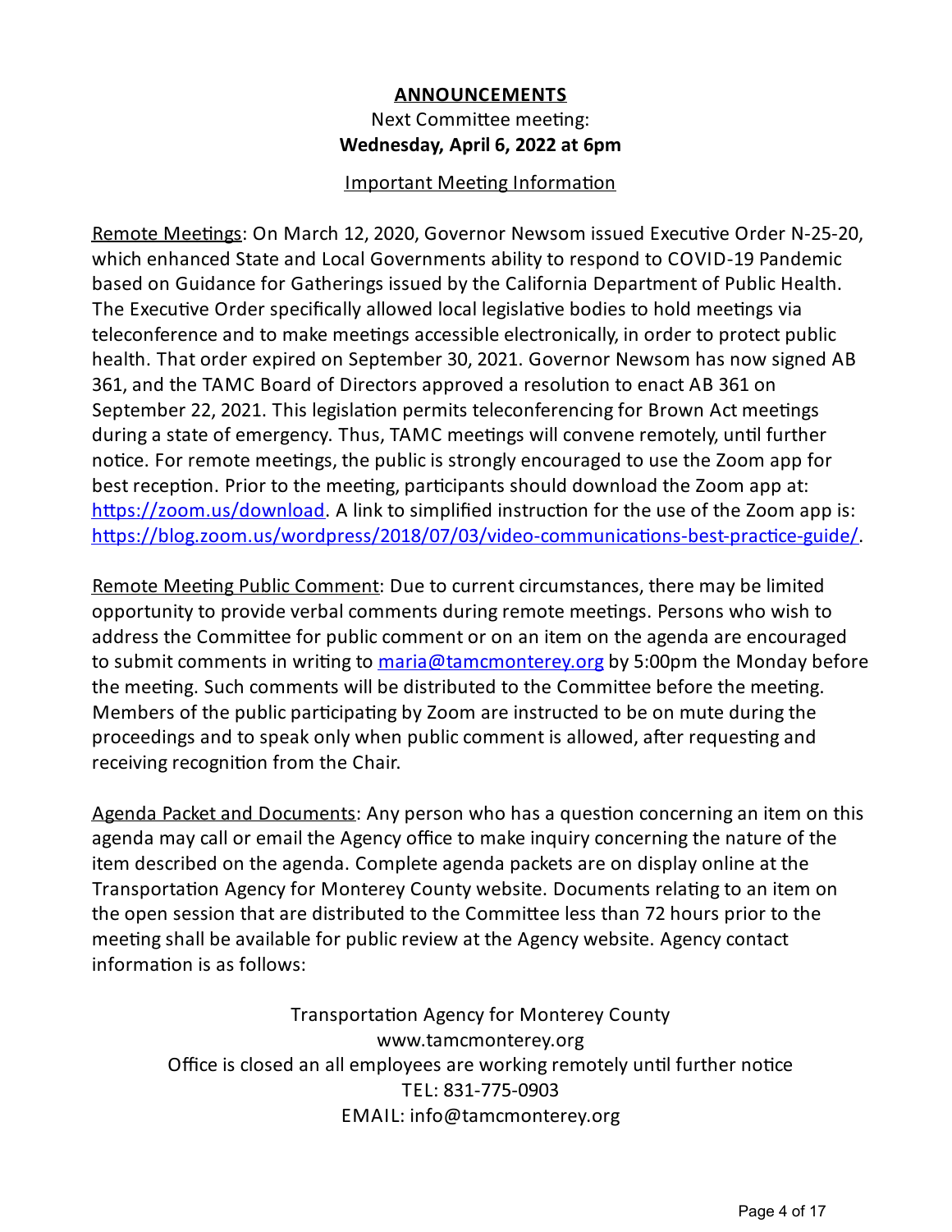## ANNOUNCEMENTS

Next Committee meeting:
**Wednesday, April 6, 2022 at 6pm**

Important Meeting Information

Remote Meetings: On March 12, 2020, Governor Newsom issued Executive Order N-25-20, which enhanced State and Local Governments ability to respond to COVID-19 Pandemic based on Guidance for Gatherings issued by the California Department of Public Health. The Executive Order specifically allowed local legislative bodies to hold meetings via teleconference and to make meetings accessible electronically, in order to protect public health. That order expired on September 30, 2021. Governor Newsom has now signed AB 361, and the TAMC Board of Directors approved a resolution to enact AB 361 on September 22, 2021. This legislation permits teleconferencing for Brown Act meetings during a state of emergency. Thus, TAMC meetings will convene remotely, until further notice. For remote meetings, the public is strongly encouraged to use the Zoom app for best reception. Prior to the meeting, participants should download the Zoom app at: https://zoom.us/download. A link to simplified instruction for the use of the Zoom app is: https://blog.zoom.us/wordpress/2018/07/03/video-communications-best-practice-guide/.

Remote Meeting Public Comment: Due to current circumstances, there may be limited opportunity to provide verbal comments during remote meetings. Persons who wish to address the Committee for public comment or on an item on the agenda are encouraged to submit comments in writing to maria@tamcmonterey.org by 5:00pm the Monday before the meeting. Such comments will be distributed to the Committee before the meeting. Members of the public participating by Zoom are instructed to be on mute during the proceedings and to speak only when public comment is allowed, after requesting and receiving recognition from the Chair.

Agenda Packet and Documents: Any person who has a question concerning an item on this agenda may call or email the Agency office to make inquiry concerning the nature of the item described on the agenda. Complete agenda packets are on display online at the Transportation Agency for Monterey County website. Documents relating to an item on the open session that are distributed to the Committee less than 72 hours prior to the meeting shall be available for public review at the Agency website. Agency contact information is as follows:

Transportation Agency for Monterey County
www.tamcmonterey.org
Office is closed an all employees are working remotely until further notice
TEL: 831-775-0903
EMAIL: info@tamcmonterey.org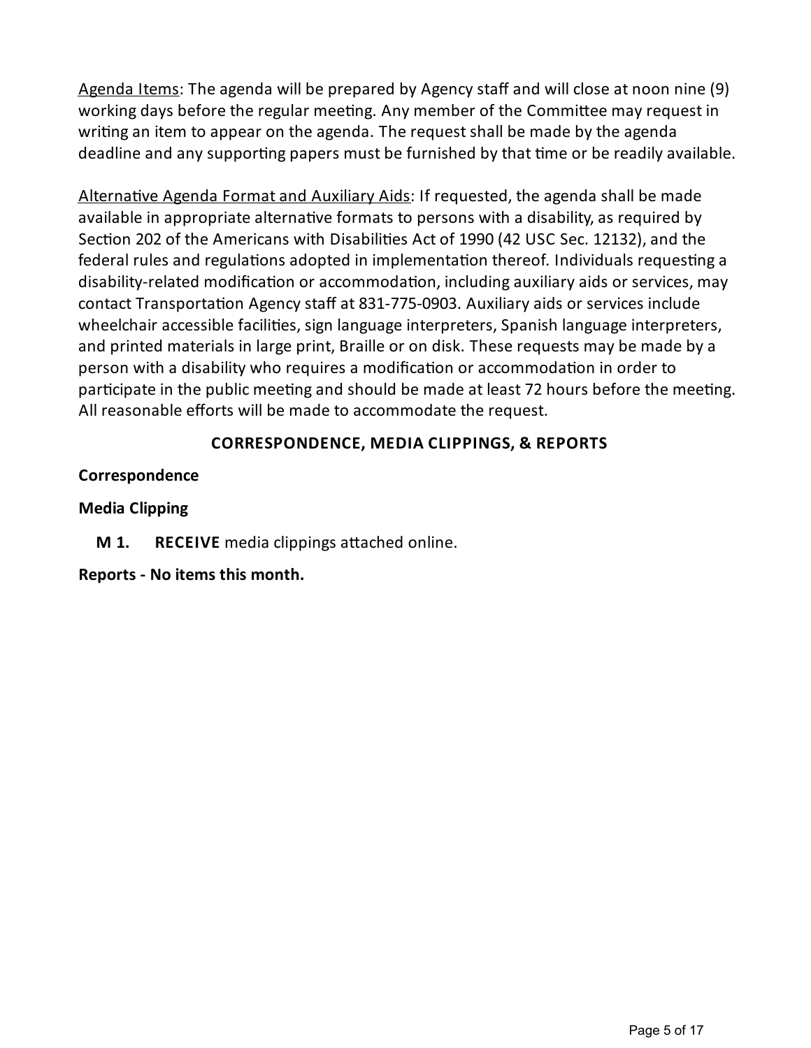<u>Agenda Items</u>: The agenda will be prepared by Agency staff and will close at noon nine (9) working days before the regular meeting. Any member of the Committee may request in writing an item to appear on the agenda. The request shall be made by the agenda deadline and any supporting papers must be furnished by that time or be readily available.

<u>Alternative Agenda Format and Auxiliary Aids</u>: If requested, the agenda shall be made available in appropriate alternative formats to persons with a disability, as required by Section 202 of the Americans with Disabilities Act of 1990 (42 USC Sec. 12132), and the federal rules and regulations adopted in implementation thereof. Individuals requesting a disability-related modification or accommodation, including auxiliary aids or services, may contact Transportation Agency staff at 831-775-0903. Auxiliary aids or services include wheelchair accessible facilities, sign language interpreters, Spanish language interpreters, and printed materials in large print, Braille or on disk. These requests may be made by a person with a disability who requires a modification or accommodation in order to participate in the public meeting and should be made at least 72 hours before the meeting. All reasonable efforts will be made to accommodate the request.

## CORRESPONDENCE, MEDIA CLIPPINGS, & REPORTS

**Correspondence**

**Media Clipping**

**M 1.** **RECEIVE** media clippings attached online.

**Reports - No items this month.**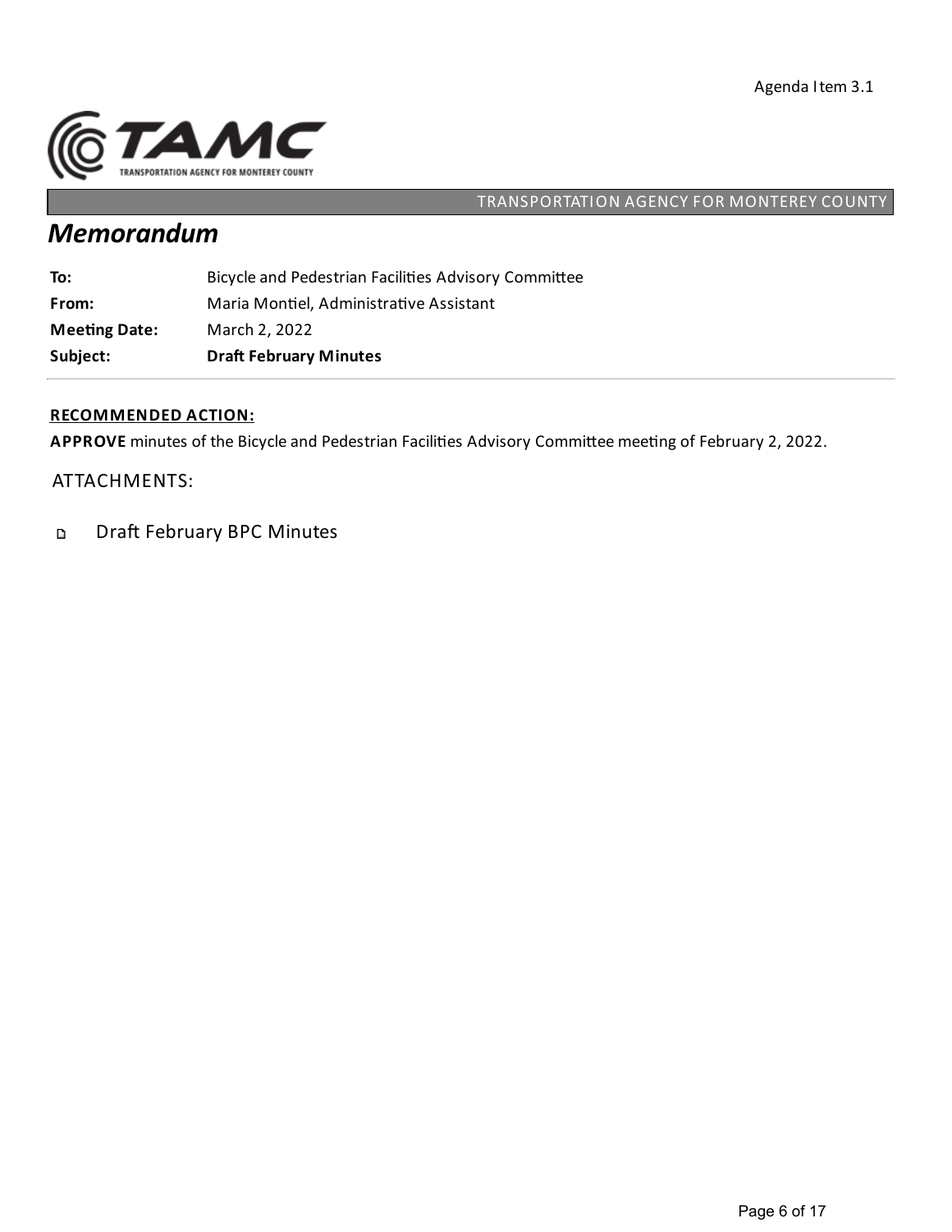Agenda Item 3.1

TRANSPORTATION AGENCY FOR MONTEREY COUNTY

# *Memorandum*

| | |
|---|---|
| **To:** | Bicycle and Pedestrian Facilities Advisory Committee |
| **From:** | Maria Montiel, Administrative Assistant |
| **Meeting Date:** | March 2, 2022 |
| **Subject:** | **Draft February Minutes** |

**RECOMMENDED ACTION:**

**APPROVE** minutes of the Bicycle and Pedestrian Facilities Advisory Committee meeting of February 2, 2022.

ATTACHMENTS:

- Draft February BPC Minutes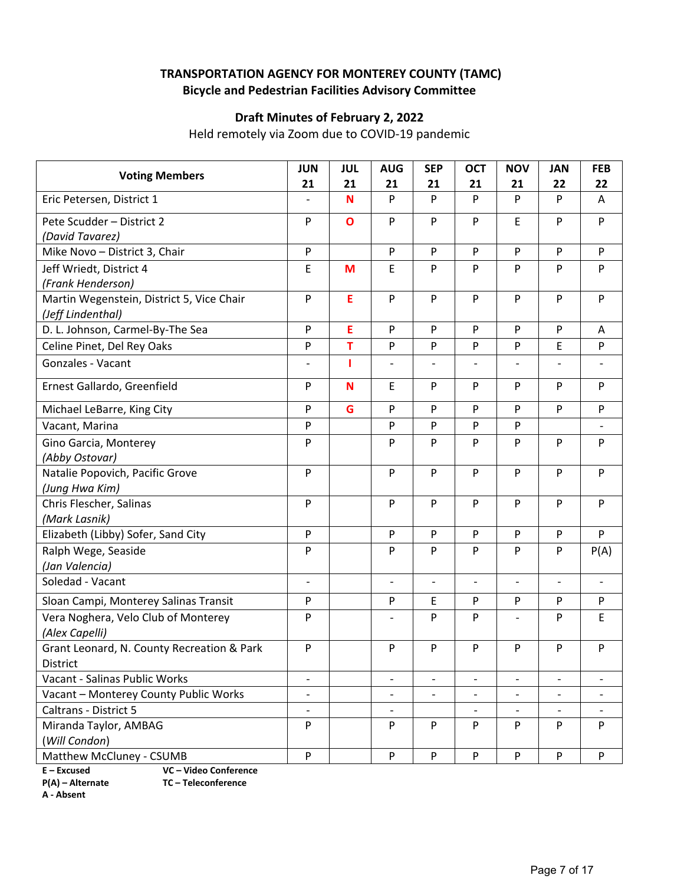**TRANSPORTATION AGENCY FOR MONTEREY COUNTY (TAMC)**
**Bicycle and Pedestrian Facilities Advisory Committee**

**Draft Minutes of February 2, 2022**
Held remotely via Zoom due to COVID-19 pandemic

| Voting Members | JUN 21 | JUL 21 | AUG 21 | SEP 21 | OCT 21 | NOV 21 | JAN 22 | FEB 22 |
|---|---|---|---|---|---|---|---|---|
| Eric Petersen, District 1 | - | N | P | P | P | P | P | A |
| Pete Scudder – District 2 *(David Tavarez)* | P | O | P | P | P | E | P | P |
| Mike Novo – District 3, Chair | P | | P | P | P | P | P | P |
| Jeff Wriedt, District 4 *(Frank Henderson)* | E | M | E | P | P | P | P | P |
| Martin Wegenstein, District 5, Vice Chair *(Jeff Lindenthal)* | P | E | P | P | P | P | P | P |
| D. L. Johnson, Carmel-By-The Sea | P | E | P | P | P | P | P | A |
| Celine Pinet, Del Rey Oaks | P | T | P | P | P | P | E | P |
| Gonzales - Vacant | - | I | - | - | - | - | - | - |
| Ernest Gallardo, Greenfield | P | N | E | P | P | P | P | P |
| Michael LeBarre, King City | P | G | P | P | P | P | P | P |
| Vacant, Marina | P | | P | P | P | P | | - |
| Gino Garcia, Monterey *(Abby Ostovar)* | P | | P | P | P | P | P | P |
| Natalie Popovich, Pacific Grove *(Jung Hwa Kim)* | P | | P | P | P | P | P | P |
| Chris Flescher, Salinas *(Mark Lasnik)* | P | | P | P | P | P | P | P |
| Elizabeth (Libby) Sofer, Sand City | P | | P | P | P | P | P | P |
| Ralph Wege, Seaside *(Jan Valencia)* | P | | P | P | P | P | P | P(A) |
| Soledad - Vacant | - | | - | - | - | - | - | - |
| Sloan Campi, Monterey Salinas Transit | P | | P | E | P | P | P | P |
| Vera Noghera, Velo Club of Monterey *(Alex Capelli)* | P | | - | P | P | - | P | E |
| Grant Leonard, N. County Recreation & Park District | P | | P | P | P | P | P | P |
| Vacant - Salinas Public Works | - | | - | - | - | - | - | - |
| Vacant – Monterey County Public Works | - | | - | - | - | - | - | - |
| Caltrans - District 5 | - | | - | | - | - | - | - |
| Miranda Taylor, AMBAG *(Will Condon)* | P | | P | P | P | P | P | P |
| Matthew McCluney - CSUMB | P | | P | P | P | P | P | P |

**E – Excused**
**P(A) – Alternate**
**A - Absent**
**VC – Video Conference**
**TC – Teleconference**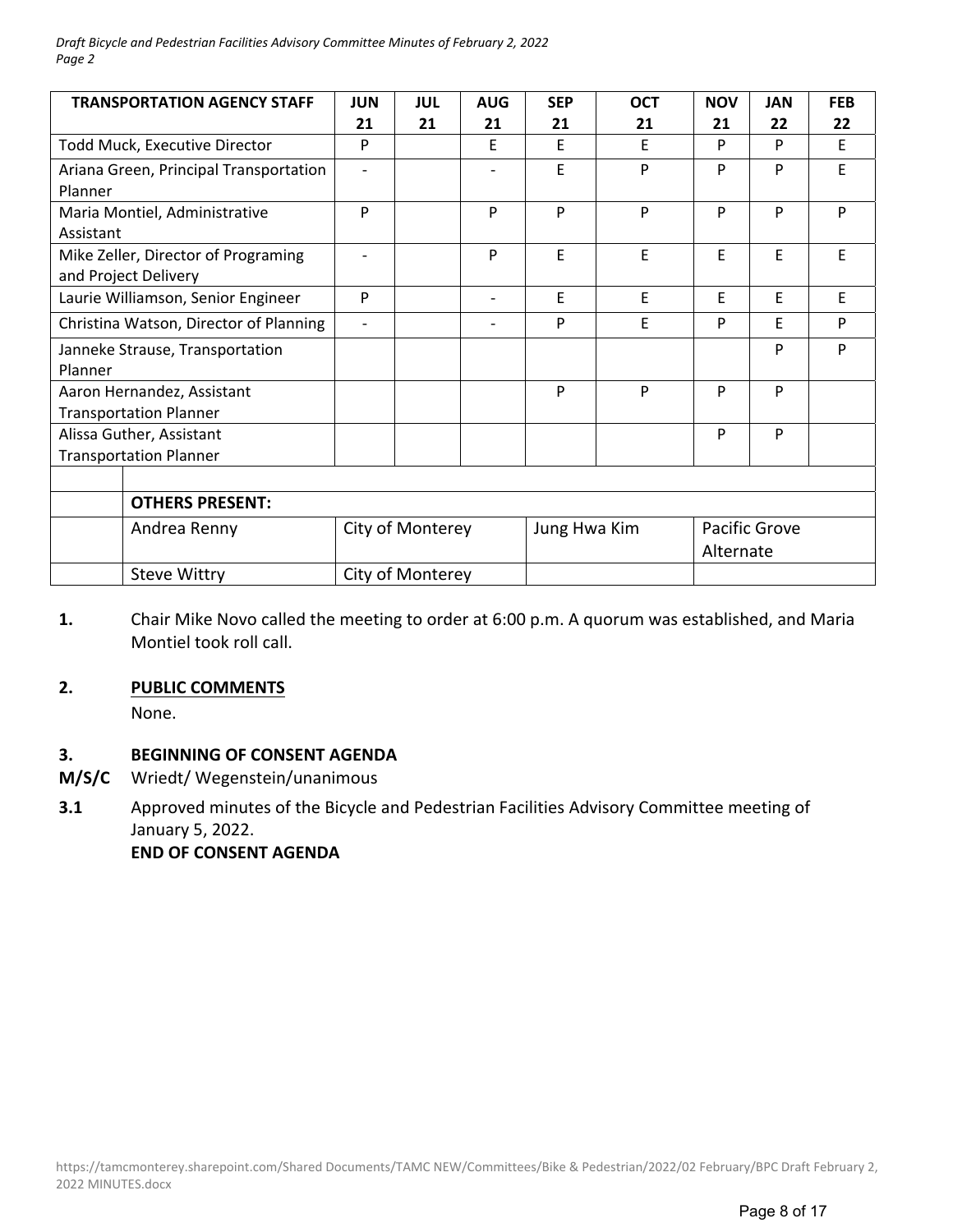| TRANSPORTATION AGENCY STAFF | JUN 21 | JUL 21 | AUG 21 | SEP 21 | OCT 21 | NOV 21 | JAN 22 | FEB 22 |
|---|---|---|---|---|---|---|---|---|
| Todd Muck, Executive Director | P | | E | E | E | P | P | E |
| Ariana Green, Principal Transportation Planner | - | | - | E | P | P | P | E |
| Maria Montiel, Administrative Assistant | P | | P | P | P | P | P | P |
| Mike Zeller, Director of Programing and Project Delivery | - | | P | E | E | E | E | E |
| Laurie Williamson, Senior Engineer | P | | - | E | E | E | E | E |
| Christina Watson, Director of Planning | - | | - | P | E | P | E | P |
| Janneke Strause, Transportation Planner | | | | | | | P | P |
| Aaron Hernandez, Assistant Transportation Planner | | | | P | P | P | P | |
| Alissa Guther, Assistant Transportation Planner | | | | | | P | P | |

| | OTHERS PRESENT: | | | |
|---|---|---|---|---|
| | Andrea Renny | City of Monterey | Jung Hwa Kim | Pacific Grove Alternate |
| | Steve Wittry | City of Monterey | | |

**1.** Chair Mike Novo called the meeting to order at 6:00 p.m. A quorum was established, and Maria Montiel took roll call.

**2.** **PUBLIC COMMENTS**

None.

**3.** **BEGINNING OF CONSENT AGENDA**

**M/S/C** Wriedt/ Wegenstein/unanimous

**3.1** Approved minutes of the Bicycle and Pedestrian Facilities Advisory Committee meeting of January 5, 2022.

**END OF CONSENT AGENDA**

https://tamcmonterey.sharepoint.com/Shared Documents/TAMC NEW/Committees/Bike & Pedestrian/2022/02 February/BPC Draft February 2, 2022 MINUTES.docx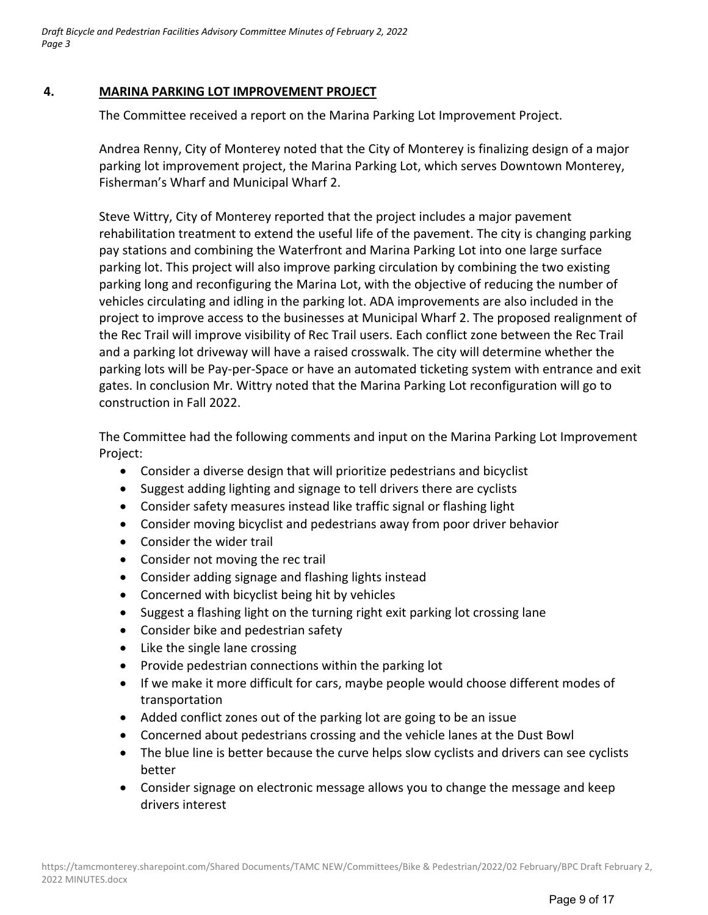## 4. MARINA PARKING LOT IMPROVEMENT PROJECT

The Committee received a report on the Marina Parking Lot Improvement Project.

Andrea Renny, City of Monterey noted that the City of Monterey is finalizing design of a major parking lot improvement project, the Marina Parking Lot, which serves Downtown Monterey, Fisherman's Wharf and Municipal Wharf 2.

Steve Wittry, City of Monterey reported that the project includes a major pavement rehabilitation treatment to extend the useful life of the pavement. The city is changing parking pay stations and combining the Waterfront and Marina Parking Lot into one large surface parking lot. This project will also improve parking circulation by combining the two existing parking long and reconfiguring the Marina Lot, with the objective of reducing the number of vehicles circulating and idling in the parking lot. ADA improvements are also included in the project to improve access to the businesses at Municipal Wharf 2. The proposed realignment of the Rec Trail will improve visibility of Rec Trail users. Each conflict zone between the Rec Trail and a parking lot driveway will have a raised crosswalk. The city will determine whether the parking lots will be Pay-per-Space or have an automated ticketing system with entrance and exit gates. In conclusion Mr. Wittry noted that the Marina Parking Lot reconfiguration will go to construction in Fall 2022.

The Committee had the following comments and input on the Marina Parking Lot Improvement Project:

- Consider a diverse design that will prioritize pedestrians and bicyclist
- Suggest adding lighting and signage to tell drivers there are cyclists
- Consider safety measures instead like traffic signal or flashing light
- Consider moving bicyclist and pedestrians away from poor driver behavior
- Consider the wider trail
- Consider not moving the rec trail
- Consider adding signage and flashing lights instead
- Concerned with bicyclist being hit by vehicles
- Suggest a flashing light on the turning right exit parking lot crossing lane
- Consider bike and pedestrian safety
- Like the single lane crossing
- Provide pedestrian connections within the parking lot
- If we make it more difficult for cars, maybe people would choose different modes of transportation
- Added conflict zones out of the parking lot are going to be an issue
- Concerned about pedestrians crossing and the vehicle lanes at the Dust Bowl
- The blue line is better because the curve helps slow cyclists and drivers can see cyclists better
- Consider signage on electronic message allows you to change the message and keep drivers interest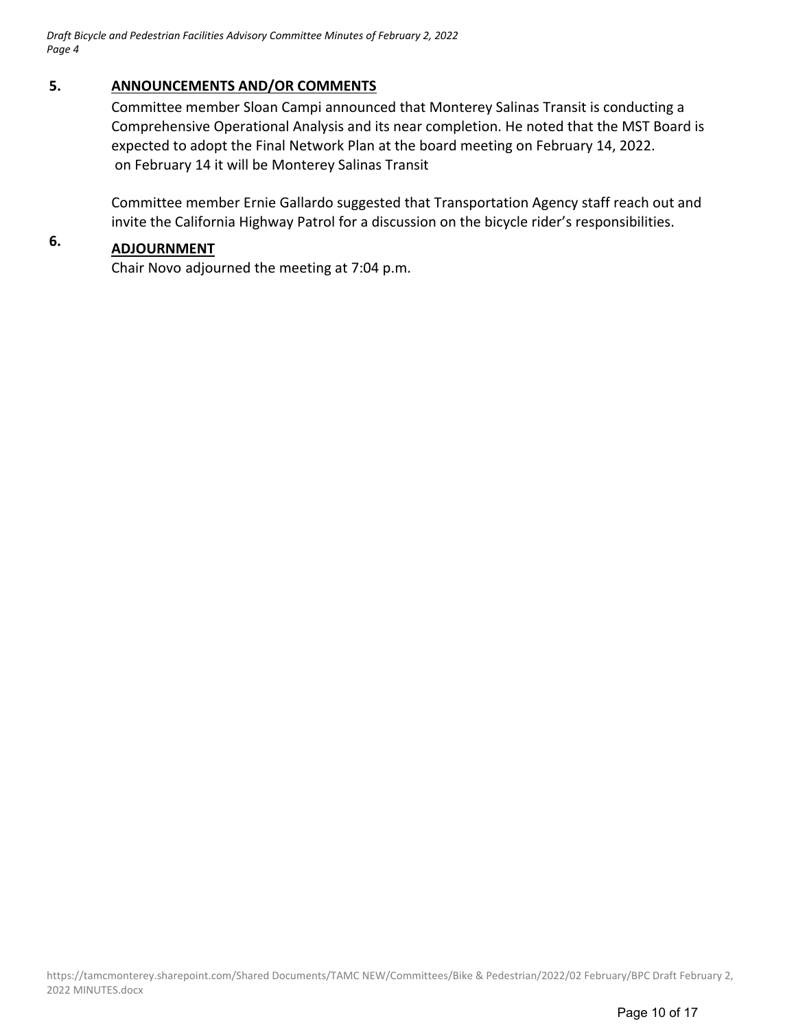## 5. ANNOUNCEMENTS AND/OR COMMENTS

Committee member Sloan Campi announced that Monterey Salinas Transit is conducting a Comprehensive Operational Analysis and its near completion. He noted that the MST Board is expected to adopt the Final Network Plan at the board meeting on February 14, 2022. on February 14 it will be Monterey Salinas Transit

Committee member Ernie Gallardo suggested that Transportation Agency staff reach out and invite the California Highway Patrol for a discussion on the bicycle rider's responsibilities.

## 6. ADJOURNMENT

Chair Novo adjourned the meeting at 7:04 p.m.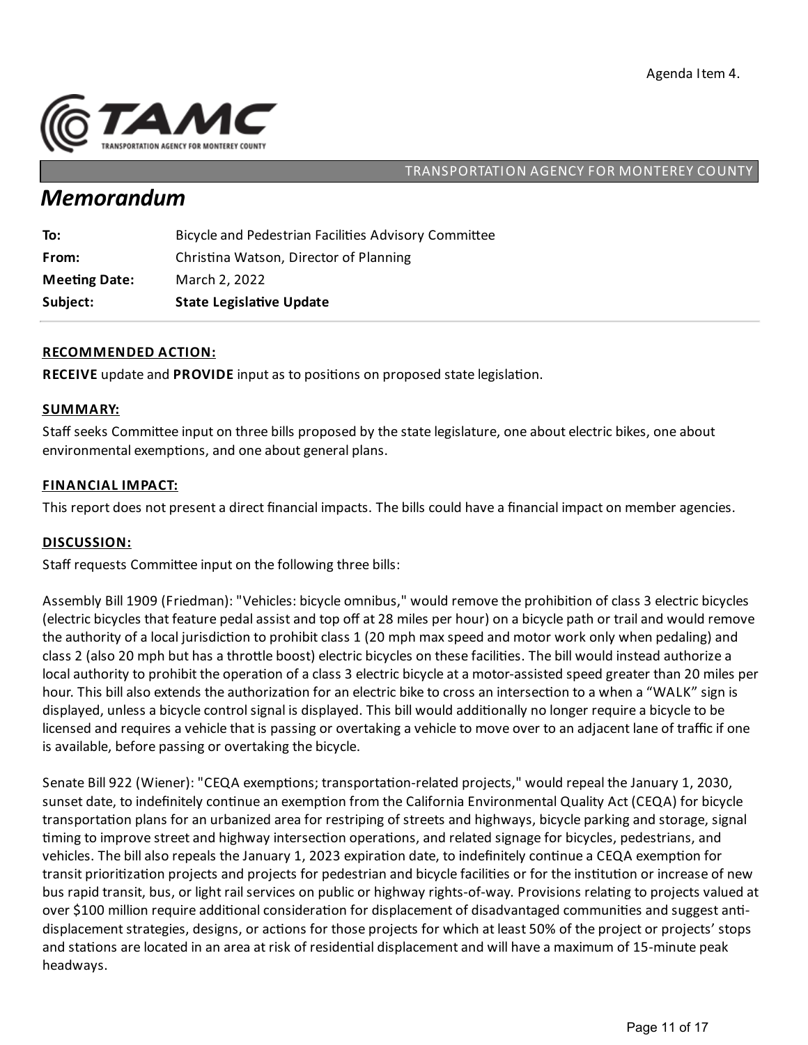Agenda Item 4.

TAMC TRANSPORTATION AGENCY FOR MONTEREY COUNTY

TRANSPORTATION AGENCY FOR MONTEREY COUNTY

# *Memorandum*

| | |
|---|---|
| **To:** | Bicycle and Pedestrian Facilities Advisory Committee |
| **From:** | Christina Watson, Director of Planning |
| **Meeting Date:** | March 2, 2022 |
| **Subject:** | **State Legislative Update** |

## RECOMMENDED ACTION:

**RECEIVE** update and **PROVIDE** input as to positions on proposed state legislation.

## SUMMARY:

Staff seeks Committee input on three bills proposed by the state legislature, one about electric bikes, one about environmental exemptions, and one about general plans.

## FINANCIAL IMPACT:

This report does not present a direct financial impacts. The bills could have a financial impact on member agencies.

## DISCUSSION:

Staff requests Committee input on the following three bills:

Assembly Bill 1909 (Friedman): "Vehicles: bicycle omnibus," would remove the prohibition of class 3 electric bicycles (electric bicycles that feature pedal assist and top off at 28 miles per hour) on a bicycle path or trail and would remove the authority of a local jurisdiction to prohibit class 1 (20 mph max speed and motor work only when pedaling) and class 2 (also 20 mph but has a throttle boost) electric bicycles on these facilities. The bill would instead authorize a local authority to prohibit the operation of a class 3 electric bicycle at a motor-assisted speed greater than 20 miles per hour. This bill also extends the authorization for an electric bike to cross an intersection to a when a "WALK" sign is displayed, unless a bicycle control signal is displayed. This bill would additionally no longer require a bicycle to be licensed and requires a vehicle that is passing or overtaking a vehicle to move over to an adjacent lane of traffic if one is available, before passing or overtaking the bicycle.

Senate Bill 922 (Wiener): "CEQA exemptions; transportation-related projects," would repeal the January 1, 2030, sunset date, to indefinitely continue an exemption from the California Environmental Quality Act (CEQA) for bicycle transportation plans for an urbanized area for restriping of streets and highways, bicycle parking and storage, signal timing to improve street and highway intersection operations, and related signage for bicycles, pedestrians, and vehicles. The bill also repeals the January 1, 2023 expiration date, to indefinitely continue a CEQA exemption for transit prioritization projects and projects for pedestrian and bicycle facilities or for the institution or increase of new bus rapid transit, bus, or light rail services on public or highway rights-of-way. Provisions relating to projects valued at over $100 million require additional consideration for displacement of disadvantaged communities and suggest anti-displacement strategies, designs, or actions for those projects for which at least 50% of the project or projects' stops and stations are located in an area at risk of residential displacement and will have a maximum of 15-minute peak headways.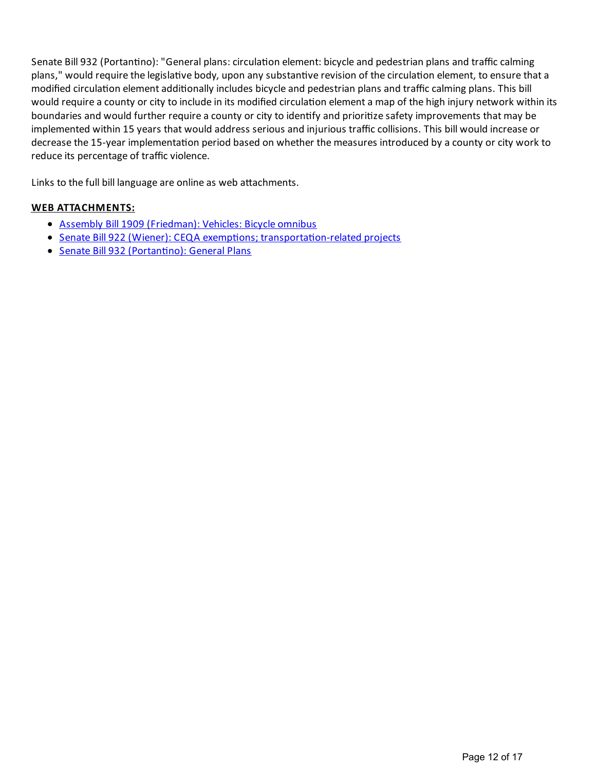Senate Bill 932 (Portantino): "General plans: circulation element: bicycle and pedestrian plans and traffic calming plans," would require the legislative body, upon any substantive revision of the circulation element, to ensure that a modified circulation element additionally includes bicycle and pedestrian plans and traffic calming plans. This bill would require a county or city to include in its modified circulation element a map of the high injury network within its boundaries and would further require a county or city to identify and prioritize safety improvements that may be implemented within 15 years that would address serious and injurious traffic collisions. This bill would increase or decrease the 15-year implementation period based on whether the measures introduced by a county or city work to reduce its percentage of traffic violence.

Links to the full bill language are online as web attachments.

**WEB ATTACHMENTS:**

- Assembly Bill 1909 (Friedman): Vehicles: Bicycle omnibus
- Senate Bill 922 (Wiener): CEQA exemptions; transportation-related projects
- Senate Bill 932 (Portantino): General Plans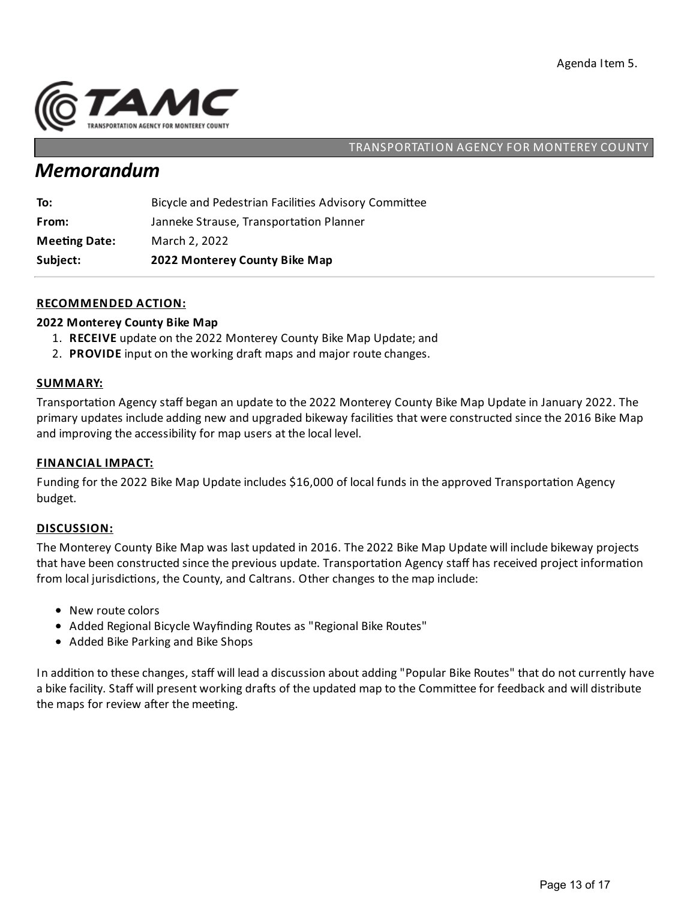Agenda Item 5.

TRANSPORTATION AGENCY FOR MONTEREY COUNTY

# Memorandum

| | |
|---|---|
| **To:** | Bicycle and Pedestrian Facilities Advisory Committee |
| **From:** | Janneke Strause, Transportation Planner |
| **Meeting Date:** | March 2, 2022 |
| **Subject:** | **2022 Monterey County Bike Map** |

## RECOMMENDED ACTION:

**2022 Monterey County Bike Map**

1. **RECEIVE** update on the 2022 Monterey County Bike Map Update; and
2. **PROVIDE** input on the working draft maps and major route changes.

## SUMMARY:

Transportation Agency staff began an update to the 2022 Monterey County Bike Map Update in January 2022. The primary updates include adding new and upgraded bikeway facilities that were constructed since the 2016 Bike Map and improving the accessibility for map users at the local level.

## FINANCIAL IMPACT:

Funding for the 2022 Bike Map Update includes $16,000 of local funds in the approved Transportation Agency budget.

## DISCUSSION:

The Monterey County Bike Map was last updated in 2016. The 2022 Bike Map Update will include bikeway projects that have been constructed since the previous update. Transportation Agency staff has received project information from local jurisdictions, the County, and Caltrans. Other changes to the map include:

- New route colors
- Added Regional Bicycle Wayfinding Routes as "Regional Bike Routes"
- Added Bike Parking and Bike Shops

In addition to these changes, staff will lead a discussion about adding "Popular Bike Routes" that do not currently have a bike facility. Staff will present working drafts of the updated map to the Committee for feedback and will distribute the maps for review after the meeting.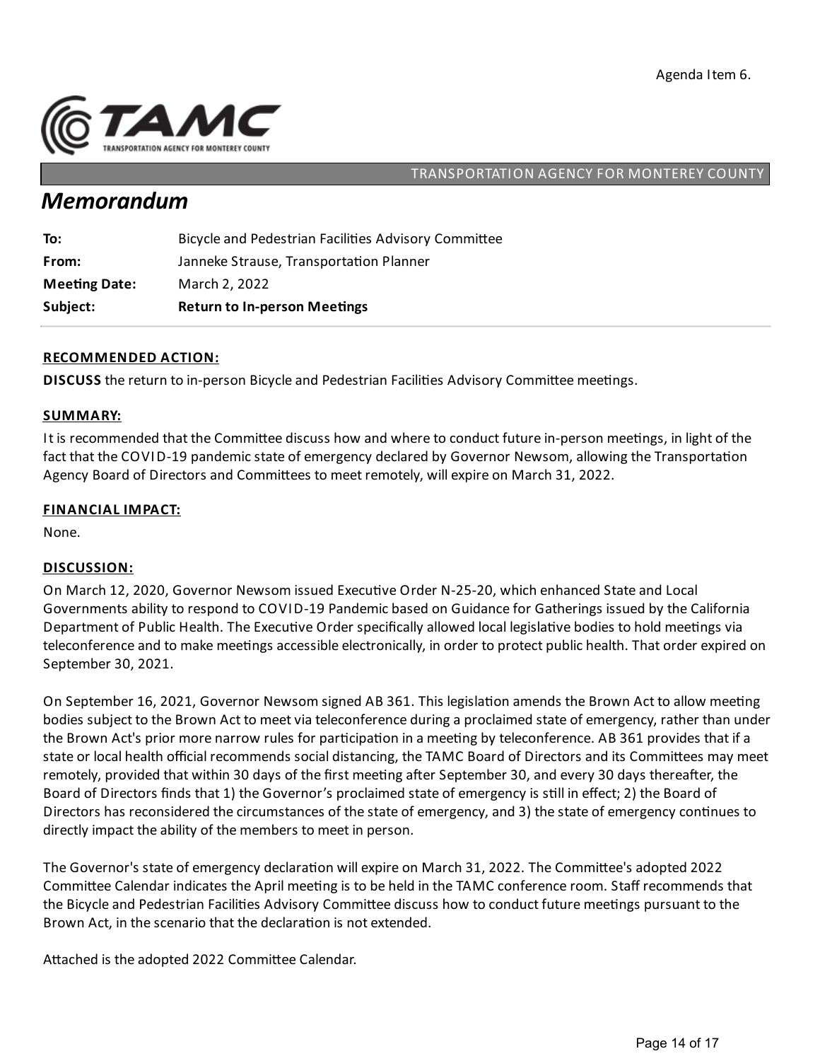Agenda Item 6.

TRANSPORTATION AGENCY FOR MONTEREY COUNTY

# Memorandum

| | |
|---|---|
| **To:** | Bicycle and Pedestrian Facilities Advisory Committee |
| **From:** | Janneke Strause, Transportation Planner |
| **Meeting Date:** | March 2, 2022 |
| **Subject:** | **Return to In-person Meetings** |

## RECOMMENDED ACTION:

**DISCUSS** the return to in-person Bicycle and Pedestrian Facilities Advisory Committee meetings.

## SUMMARY:

It is recommended that the Committee discuss how and where to conduct future in-person meetings, in light of the fact that the COVID-19 pandemic state of emergency declared by Governor Newsom, allowing the Transportation Agency Board of Directors and Committees to meet remotely, will expire on March 31, 2022.

## FINANCIAL IMPACT:

None.

## DISCUSSION:

On March 12, 2020, Governor Newsom issued Executive Order N-25-20, which enhanced State and Local Governments ability to respond to COVID-19 Pandemic based on Guidance for Gatherings issued by the California Department of Public Health. The Executive Order specifically allowed local legislative bodies to hold meetings via teleconference and to make meetings accessible electronically, in order to protect public health. That order expired on September 30, 2021.

On September 16, 2021, Governor Newsom signed AB 361. This legislation amends the Brown Act to allow meeting bodies subject to the Brown Act to meet via teleconference during a proclaimed state of emergency, rather than under the Brown Act's prior more narrow rules for participation in a meeting by teleconference. AB 361 provides that if a state or local health official recommends social distancing, the TAMC Board of Directors and its Committees may meet remotely, provided that within 30 days of the first meeting after September 30, and every 30 days thereafter, the Board of Directors finds that 1) the Governor's proclaimed state of emergency is still in effect; 2) the Board of Directors has reconsidered the circumstances of the state of emergency, and 3) the state of emergency continues to directly impact the ability of the members to meet in person.

The Governor's state of emergency declaration will expire on March 31, 2022. The Committee's adopted 2022 Committee Calendar indicates the April meeting is to be held in the TAMC conference room. Staff recommends that the Bicycle and Pedestrian Facilities Advisory Committee discuss how to conduct future meetings pursuant to the Brown Act, in the scenario that the declaration is not extended.

Attached is the adopted 2022 Committee Calendar.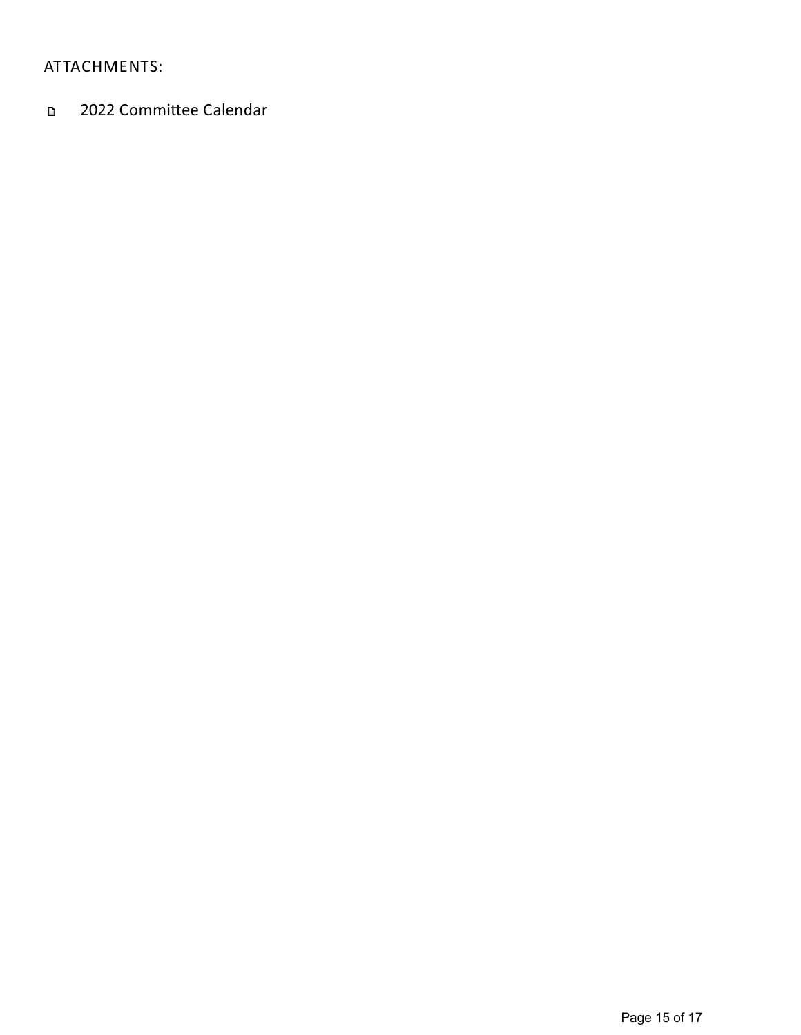ATTACHMENTS:

- 2022 Committee Calendar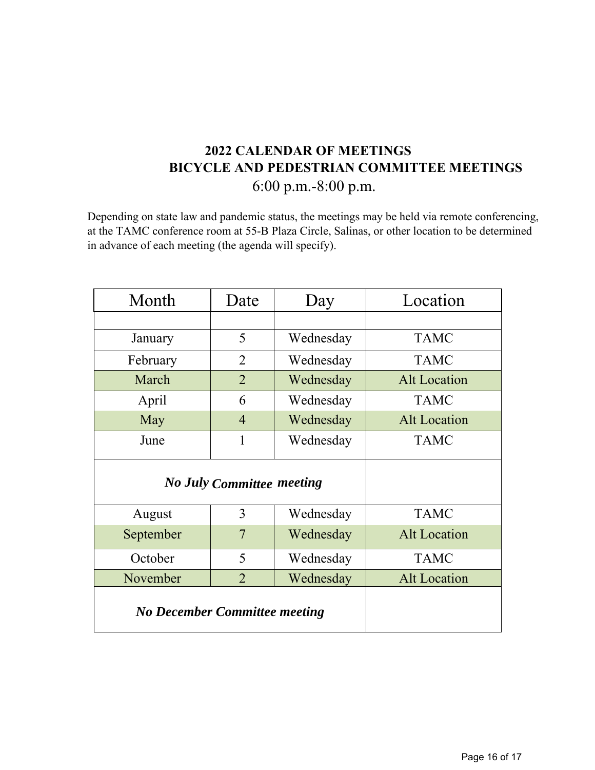# 2022 CALENDAR OF MEETINGS
## BICYCLE AND PEDESTRIAN COMMITTEE MEETINGS
6:00 p.m.-8:00 p.m.

Depending on state law and pandemic status, the meetings may be held via remote conferencing, at the TAMC conference room at 55-B Plaza Circle, Salinas, or other location to be determined in advance of each meeting (the agenda will specify).

| Month | Date | Day | Location |
|---|---|---|---|
| | | | |
| January | 5 | Wednesday | TAMC |
| February | 2 | Wednesday | TAMC |
| March | 2 | Wednesday | Alt Location |
| April | 6 | Wednesday | TAMC |
| May | 4 | Wednesday | Alt Location |
| June | 1 | Wednesday | TAMC |
| ***No July Committee meeting*** | | | |
| August | 3 | Wednesday | TAMC |
| September | 7 | Wednesday | Alt Location |
| October | 5 | Wednesday | TAMC |
| November | 2 | Wednesday | Alt Location |
| ***No December Committee meeting*** | | | |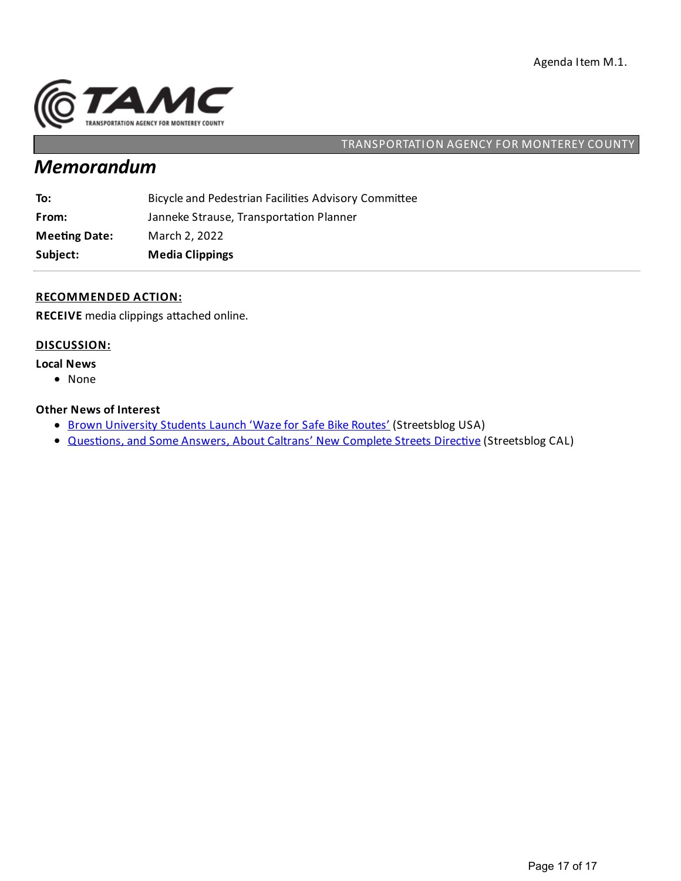Agenda Item M.1.

TAMC
TRANSPORTATION AGENCY FOR MONTEREY COUNTY

TRANSPORTATION AGENCY FOR MONTEREY COUNTY

# *Memorandum*

| | |
|---|---|
| **To:** | Bicycle and Pedestrian Facilities Advisory Committee |
| **From:** | Janneke Strause, Transportation Planner |
| **Meeting Date:** | March 2, 2022 |
| **Subject:** | **Media Clippings** |

## RECOMMENDED ACTION:

**RECEIVE** media clippings attached online.

## DISCUSSION:

**Local News**

- None

**Other News of Interest**

- Brown University Students Launch 'Waze for Safe Bike Routes' (Streetsblog USA)
- Questions, and Some Answers, About Caltrans' New Complete Streets Directive (Streetsblog CAL)